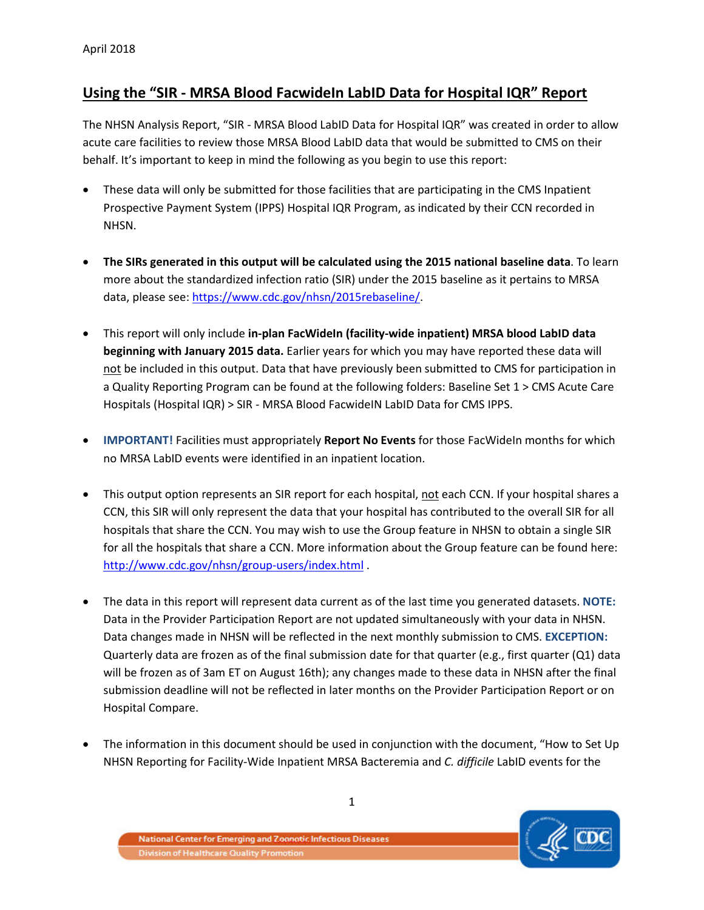April 2018

## Using the "SIR - MRSA Blood FacwideIn LabID Data for Hospital IQR" Report

The NHSN Analysis Report, "SIR - MRSA Blood LabID Data for Hospital IQR" was created in order to allow acute care facilities to review those MRSA Blood LabID data that would be submitted to CMS on their behalf. It's important to keep in mind the following as you begin to use this report:

- These data will only be submitted for those facilities that are participating in the CMS Inpatient Prospective Payment System (IPPS) Hospital IQR Program, as indicated by their CCN recorded in NHSN.

- **The SIRs generated in this output will be calculated using the 2015 national baseline data**. To learn more about the standardized infection ratio (SIR) under the 2015 baseline as it pertains to MRSA data, please see: https://www.cdc.gov/nhsn/2015rebaseline/.

- This report will only include **in-plan FacWideIn (facility-wide inpatient) MRSA blood LabID data beginning with January 2015 data.** Earlier years for which you may have reported these data will not be included in this output. Data that have previously been submitted to CMS for participation in a Quality Reporting Program can be found at the following folders: Baseline Set 1 > CMS Acute Care Hospitals (Hospital IQR) > SIR - MRSA Blood FacwideIN LabID Data for CMS IPPS.

- **IMPORTANT!** Facilities must appropriately **Report No Events** for those FacWideIn months for which no MRSA LabID events were identified in an inpatient location.

- This output option represents an SIR report for each hospital, not each CCN. If your hospital shares a CCN, this SIR will only represent the data that your hospital has contributed to the overall SIR for all hospitals that share the CCN. You may wish to use the Group feature in NHSN to obtain a single SIR for all the hospitals that share a CCN. More information about the Group feature can be found here: http://www.cdc.gov/nhsn/group-users/index.html .

- The data in this report will represent data current as of the last time you generated datasets. **NOTE:** Data in the Provider Participation Report are not updated simultaneously with your data in NHSN. Data changes made in NHSN will be reflected in the next monthly submission to CMS. **EXCEPTION:** Quarterly data are frozen as of the final submission date for that quarter (e.g., first quarter (Q1) data will be frozen as of 3am ET on August 16th); any changes made to these data in NHSN after the final submission deadline will not be reflected in later months on the Provider Participation Report or on Hospital Compare.

- The information in this document should be used in conjunction with the document, "How to Set Up NHSN Reporting for Facility-Wide Inpatient MRSA Bacteremia and *C. difficile* LabID events for the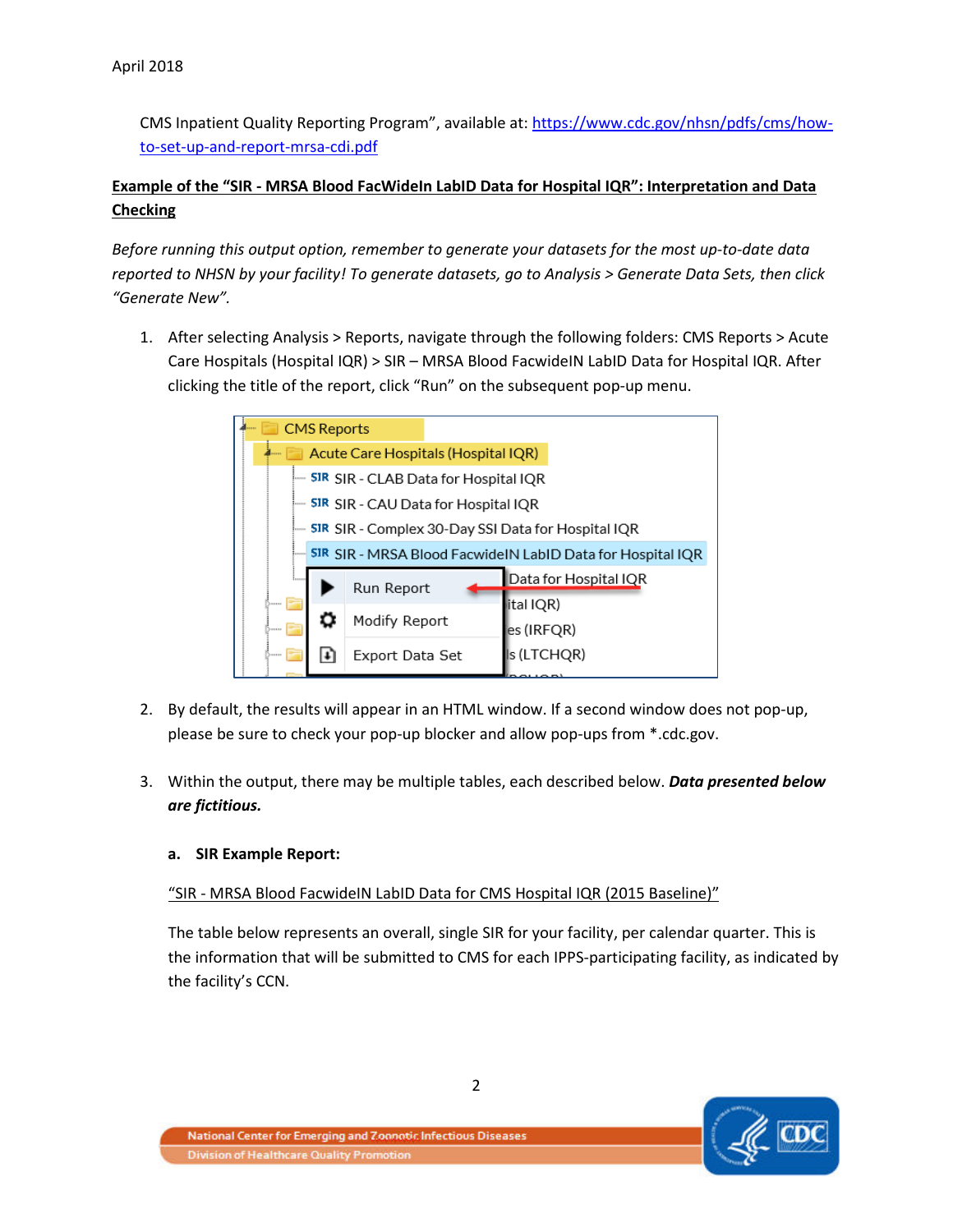CMS Inpatient Quality Reporting Program", available at: https://www.cdc.gov/nhsn/pdfs/cms/how-to-set-up-and-report-mrsa-cdi.pdf

## Example of the "SIR - MRSA Blood FacWideIn LabID Data for Hospital IQR": Interpretation and Data Checking

*Before running this output option, remember to generate your datasets for the most up-to-date data reported to NHSN by your facility! To generate datasets, go to Analysis > Generate Data Sets, then click "Generate New".*

1. After selecting Analysis > Reports, navigate through the following folders: CMS Reports > Acute Care Hospitals (Hospital IQR) > SIR – MRSA Blood FacwideIN LabID Data for Hospital IQR. After clicking the title of the report, click "Run" on the subsequent pop-up menu.

2. By default, the results will appear in an HTML window. If a second window does not pop-up, please be sure to check your pop-up blocker and allow pop-ups from *.cdc.gov.

3. Within the output, there may be multiple tables, each described below. ***Data presented below are fictitious.***

   **a. SIR Example Report:**

   "SIR - MRSA Blood FacwideIN LabID Data for CMS Hospital IQR (2015 Baseline)"

   The table below represents an overall, single SIR for your facility, per calendar quarter. This is the information that will be submitted to CMS for each IPPS-participating facility, as indicated by the facility's CCN.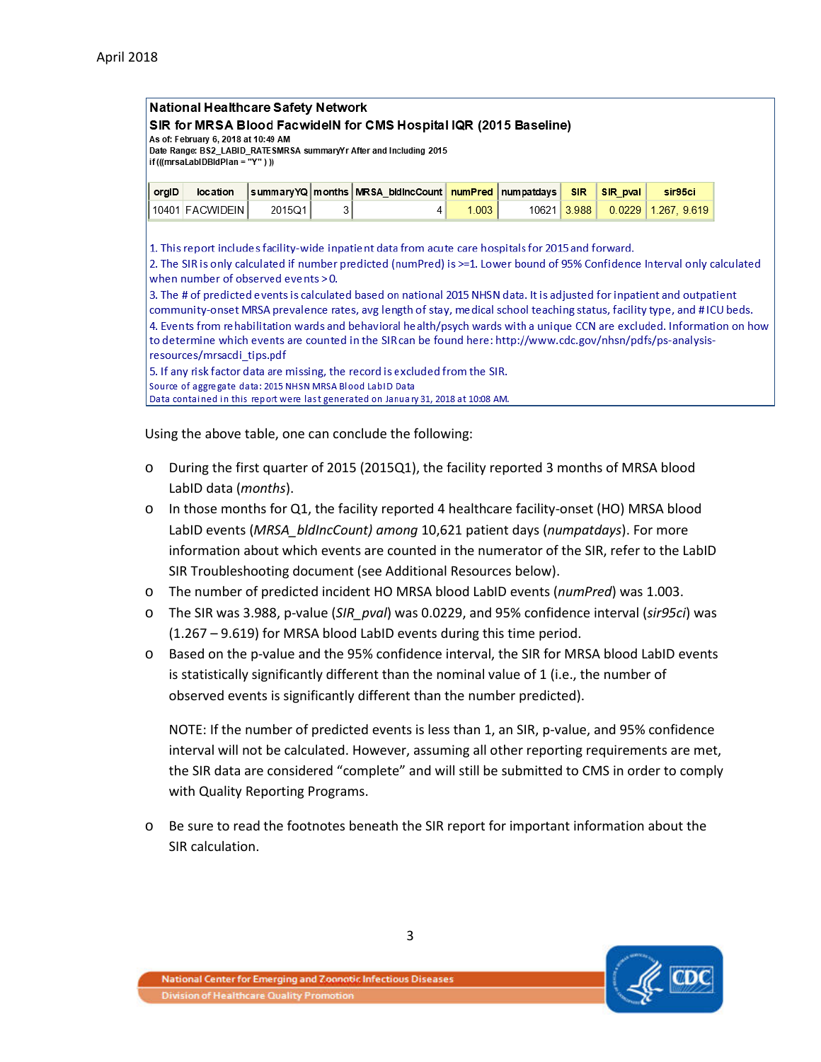**National Healthcare Safety Network**

**SIR for MRSA Blood FacwideIN for CMS Hospital IQR (2015 Baseline)**

**As of: February 6, 2018 at 10:49 AM**

**Date Range: BS2_LABID_RATESMRSA summaryYr After and Including 2015**

**if (((mrsaLabIDBldPlan = "Y" ) ))**

| orgID | location | summaryYQ | months | MRSA_bldIncCount | numPred | numpatdays | SIR | SIR_pval | sir95ci |
|---|---|---|---|---|---|---|---|---|---|
| 10401 | FACWIDEIN | 2015Q1 | 3 | 4 | 1.003 | 10621 | 3.988 | 0.0229 | 1.267, 9.619 |

1. This report includes facility-wide inpatient data from acute care hospitals for 2015 and forward.
2. The SIR is only calculated if number predicted (numPred) is >=1. Lower bound of 95% Confidence Interval only calculated when number of observed events > 0.
3. The # of predicted events is calculated based on national 2015 NHSN data. It is adjusted for inpatient and outpatient community-onset MRSA prevalence rates, avg length of stay, medical school teaching status, facility type, and # ICU beds.
4. Events from rehabilitation wards and behavioral health/psych wards with a unique CCN are excluded. Information on how to determine which events are counted in the SIR can be found here: http://www.cdc.gov/nhsn/pdfs/ps-analysis-resources/mrsacdi_tips.pdf
5. If any risk factor data are missing, the record is excluded from the SIR.

Source of aggregate data: 2015 NHSN MRSA Blood LabID Data

Data contained in this report were last generated on January 31, 2018 at 10:08 AM.

Using the above table, one can conclude the following:

- During the first quarter of 2015 (2015Q1), the facility reported 3 months of MRSA blood LabID data (*months*).
- In those months for Q1, the facility reported 4 healthcare facility-onset (HO) MRSA blood LabID events (*MRSA_bldIncCount) among* 10,621 patient days (*numpatdays*). For more information about which events are counted in the numerator of the SIR, refer to the LabID SIR Troubleshooting document (see Additional Resources below).
- The number of predicted incident HO MRSA blood LabID events (*numPred*) was 1.003.
- The SIR was 3.988, p-value (*SIR_pval*) was 0.0229, and 95% confidence interval (*sir95ci*) was (1.267 – 9.619) for MRSA blood LabID events during this time period.
- Based on the p-value and the 95% confidence interval, the SIR for MRSA blood LabID events is statistically significantly different than the nominal value of 1 (i.e., the number of observed events is significantly different than the number predicted).

  NOTE: If the number of predicted events is less than 1, an SIR, p-value, and 95% confidence interval will not be calculated. However, assuming all other reporting requirements are met, the SIR data are considered "complete" and will still be submitted to CMS in order to comply with Quality Reporting Programs.

- Be sure to read the footnotes beneath the SIR report for important information about the SIR calculation.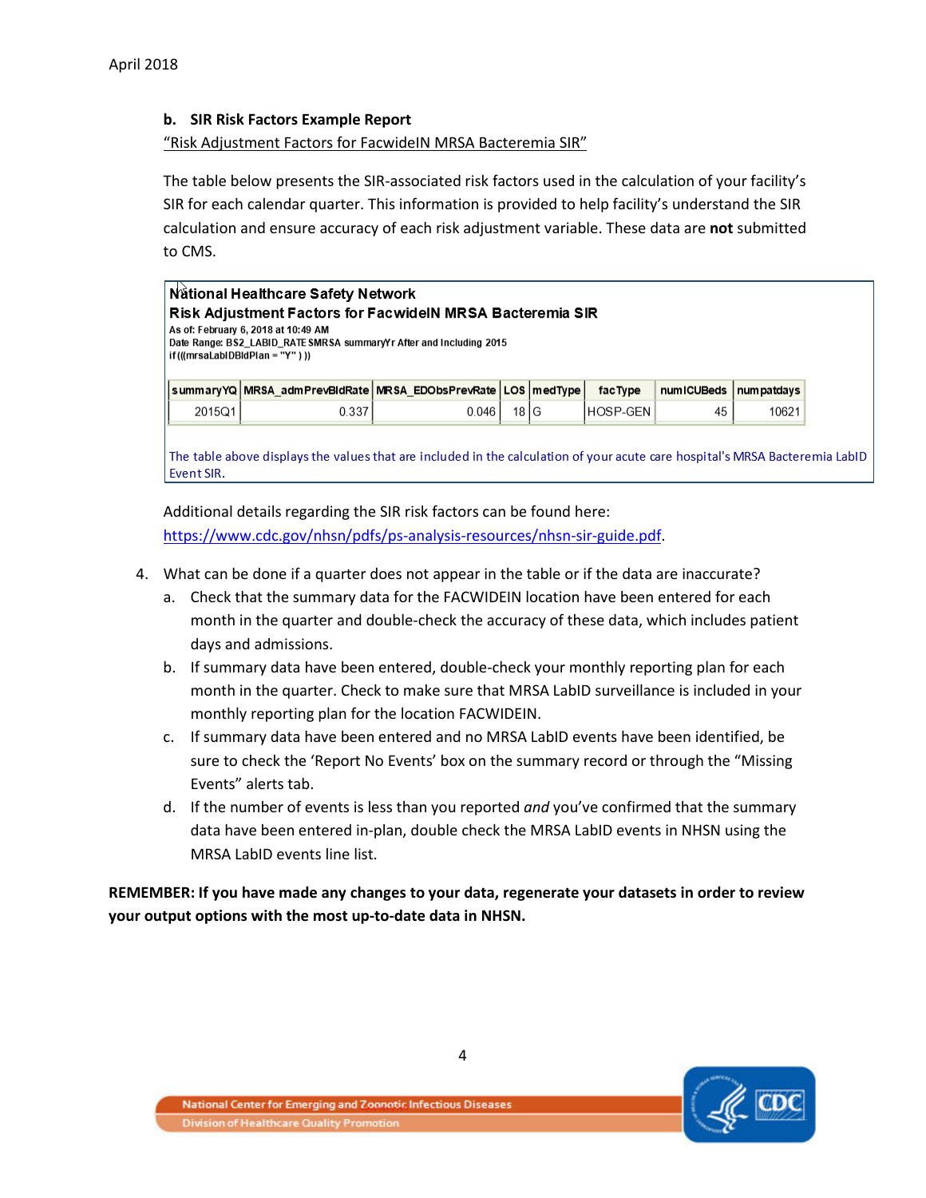**b. SIR Risk Factors Example Report**

"Risk Adjustment Factors for FacwideIN MRSA Bacteremia SIR"

The table below presents the SIR-associated risk factors used in the calculation of your facility's SIR for each calendar quarter. This information is provided to help facility's understand the SIR calculation and ensure accuracy of each risk adjustment variable. These data are **not** submitted to CMS.

**National Healthcare Safety Network**

**Risk Adjustment Factors for FacwideIN MRSA Bacteremia SIR**

As of: February 6, 2018 at 10:49 AM

Date Range: BS2_LABID_RATESMRSA summaryYr After and Including 2015

if (((mrsaLabIDBldPlan = "Y" ) ))

| summaryYQ | MRSA_admPrevBldRate | MRSA_EDObsPrevRate | LOS | medType | facType | numICUBeds | numpatdays |
|---|---|---|---|---|---|---|---|
| 2015Q1 | 0.337 | 0.046 | 18 | G | HOSP-GEN | 45 | 10621 |

The table above displays the values that are included in the calculation of your acute care hospital's MRSA Bacteremia LabID Event SIR.

Additional details regarding the SIR risk factors can be found here: https://www.cdc.gov/nhsn/pdfs/ps-analysis-resources/nhsn-sir-guide.pdf.

4. What can be done if a quarter does not appear in the table or if the data are inaccurate?
   a. Check that the summary data for the FACWIDEIN location have been entered for each month in the quarter and double-check the accuracy of these data, which includes patient days and admissions.
   b. If summary data have been entered, double-check your monthly reporting plan for each month in the quarter. Check to make sure that MRSA LabID surveillance is included in your monthly reporting plan for the location FACWIDEIN.
   c. If summary data have been entered and no MRSA LabID events have been identified, be sure to check the 'Report No Events' box on the summary record or through the "Missing Events" alerts tab.
   d. If the number of events is less than you reported *and* you've confirmed that the summary data have been entered in-plan, double check the MRSA LabID events in NHSN using the MRSA LabID events line list.

**REMEMBER: If you have made any changes to your data, regenerate your datasets in order to review your output options with the most up-to-date data in NHSN.**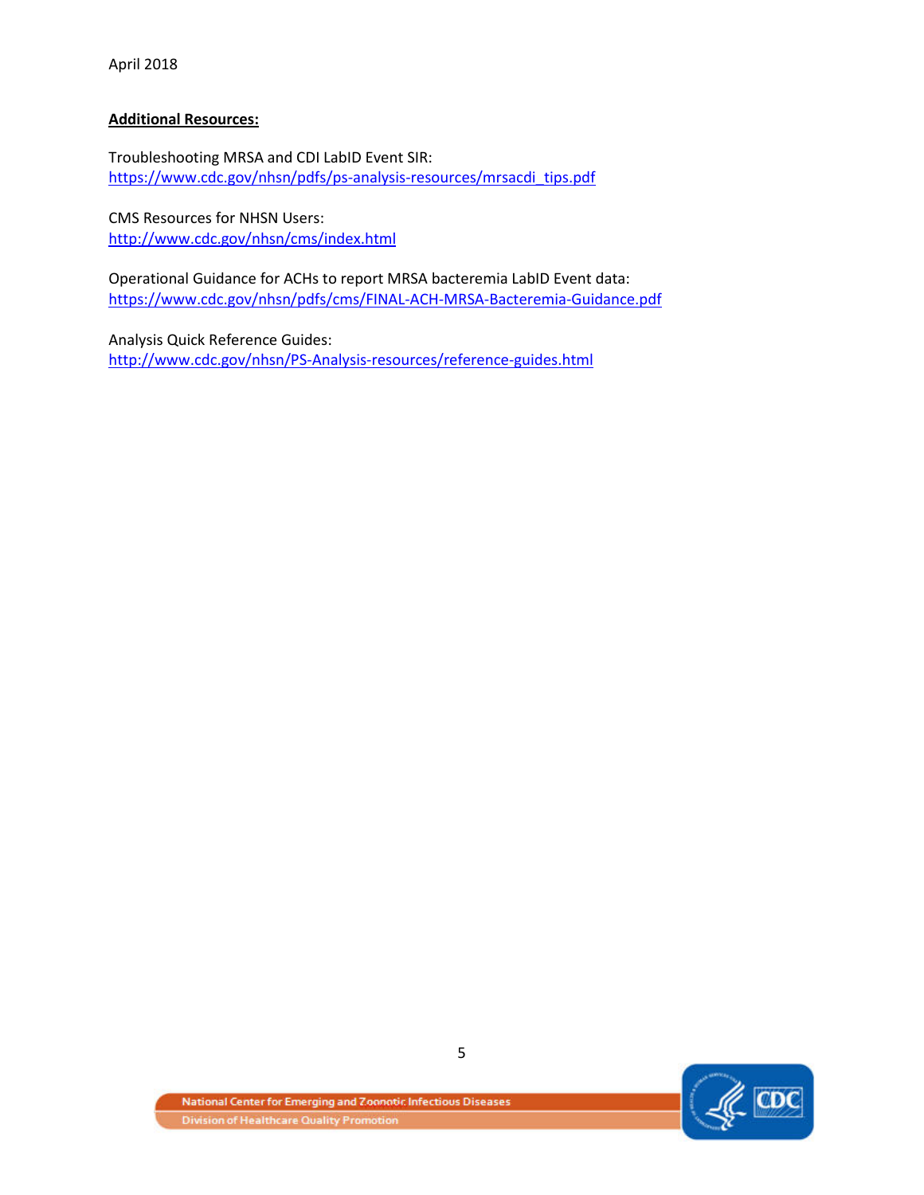April 2018

**Additional Resources:**

Troubleshooting MRSA and CDI LabID Event SIR:
https://www.cdc.gov/nhsn/pdfs/ps-analysis-resources/mrsacdi_tips.pdf

CMS Resources for NHSN Users:
http://www.cdc.gov/nhsn/cms/index.html

Operational Guidance for ACHs to report MRSA bacteremia LabID Event data:
https://www.cdc.gov/nhsn/pdfs/cms/FINAL-ACH-MRSA-Bacteremia-Guidance.pdf

Analysis Quick Reference Guides:
http://www.cdc.gov/nhsn/PS-Analysis-resources/reference-guides.html